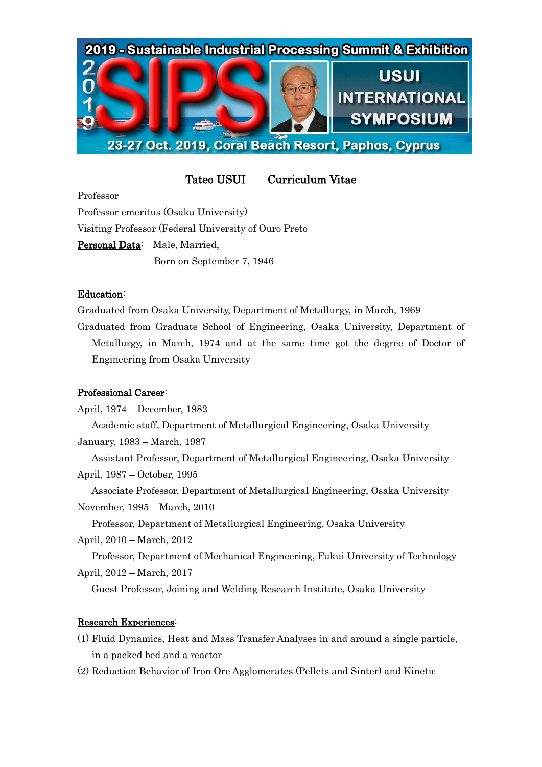2019 - Sustainable Industrial Processing Summit & Exhibition

USUI INTERNATIONAL SYMPOSIUM

23-27 Oct. 2019, Coral Beach Resort, Paphos, Cyprus

# Tateo USUI　　Curriculum Vitae

Professor

Professor emeritus (Osaka University)

Visiting Professor (Federal University of Ouro Preto

**Personal Data**:　Male, Married,

Born on September 7, 1946

## Education:

Graduated from Osaka University, Department of Metallurgy, in March, 1969

Graduated from Graduate School of Engineering, Osaka University, Department of Metallurgy, in March, 1974 and at the same time got the degree of Doctor of Engineering from Osaka University

## Professional Career:

April, 1974 – December, 1982

Academic staff, Department of Metallurgical Engineering, Osaka University

January, 1983 – March, 1987

Assistant Professor, Department of Metallurgical Engineering, Osaka University

April, 1987 – October, 1995

Associate Professor, Department of Metallurgical Engineering, Osaka University

November, 1995 – March, 2010

Professor, Department of Metallurgical Engineering, Osaka University

April, 2010 – March, 2012

Professor, Department of Mechanical Engineering, Fukui University of Technology

April, 2012 – March, 2017

Guest Professor, Joining and Welding Research Institute, Osaka University

## Research Experiences:

(1) Fluid Dynamics, Heat and Mass Transfer Analyses in and around a single particle, in a packed bed and a reactor

(2) Reduction Behavior of Iron Ore Agglomerates (Pellets and Sinter) and Kinetic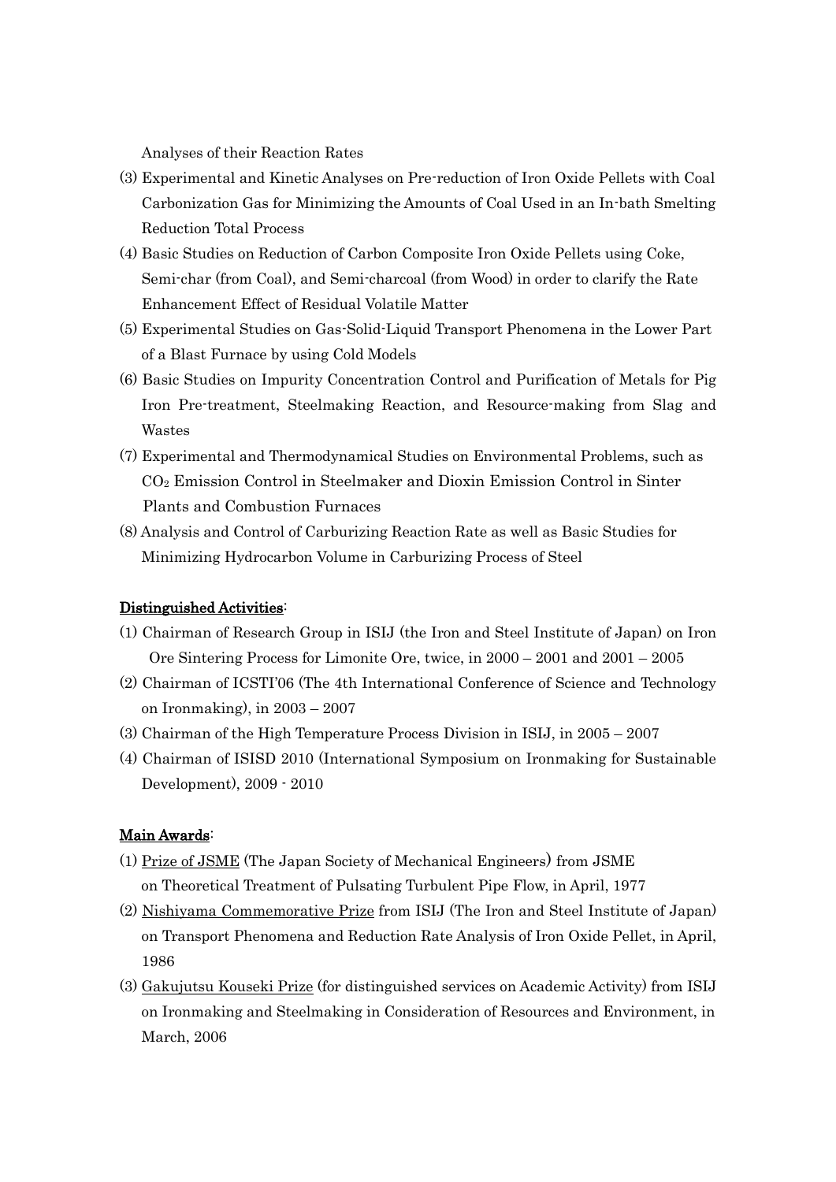Analyses of their Reaction Rates

(3) Experimental and Kinetic Analyses on Pre-reduction of Iron Oxide Pellets with Coal Carbonization Gas for Minimizing the Amounts of Coal Used in an In-bath Smelting Reduction Total Process
(4) Basic Studies on Reduction of Carbon Composite Iron Oxide Pellets using Coke, Semi-char (from Coal), and Semi-charcoal (from Wood) in order to clarify the Rate Enhancement Effect of Residual Volatile Matter
(5) Experimental Studies on Gas-Solid-Liquid Transport Phenomena in the Lower Part of a Blast Furnace by using Cold Models
(6) Basic Studies on Impurity Concentration Control and Purification of Metals for Pig Iron Pre-treatment, Steelmaking Reaction, and Resource-making from Slag and Wastes
(7) Experimental and Thermodynamical Studies on Environmental Problems, such as $CO_2$ Emission Control in Steelmaker and Dioxin Emission Control in Sinter Plants and Combustion Furnaces
(8) Analysis and Control of Carburizing Reaction Rate as well as Basic Studies for Minimizing Hydrocarbon Volume in Carburizing Process of Steel

<u>Distinguished Activities</u>:

(1) Chairman of Research Group in ISIJ (the Iron and Steel Institute of Japan) on Iron Ore Sintering Process for Limonite Ore, twice, in 2000 – 2001 and 2001 – 2005
(2) Chairman of ICSTI'06 (The 4th International Conference of Science and Technology on Ironmaking), in 2003 – 2007
(3) Chairman of the High Temperature Process Division in ISIJ, in 2005 – 2007
(4) Chairman of ISISD 2010 (International Symposium on Ironmaking for Sustainable Development), 2009 - 2010

<u>Main Awards</u>:

(1) <u>Prize of JSME</u> (The Japan Society of Mechanical Engineers) from JSME on Theoretical Treatment of Pulsating Turbulent Pipe Flow, in April, 1977
(2) <u>Nishiyama Commemorative Prize</u> from ISIJ (The Iron and Steel Institute of Japan) on Transport Phenomena and Reduction Rate Analysis of Iron Oxide Pellet, in April, 1986
(3) <u>Gakujutsu Kouseki Prize</u> (for distinguished services on Academic Activity) from ISIJ on Ironmaking and Steelmaking in Consideration of Resources and Environment, in March, 2006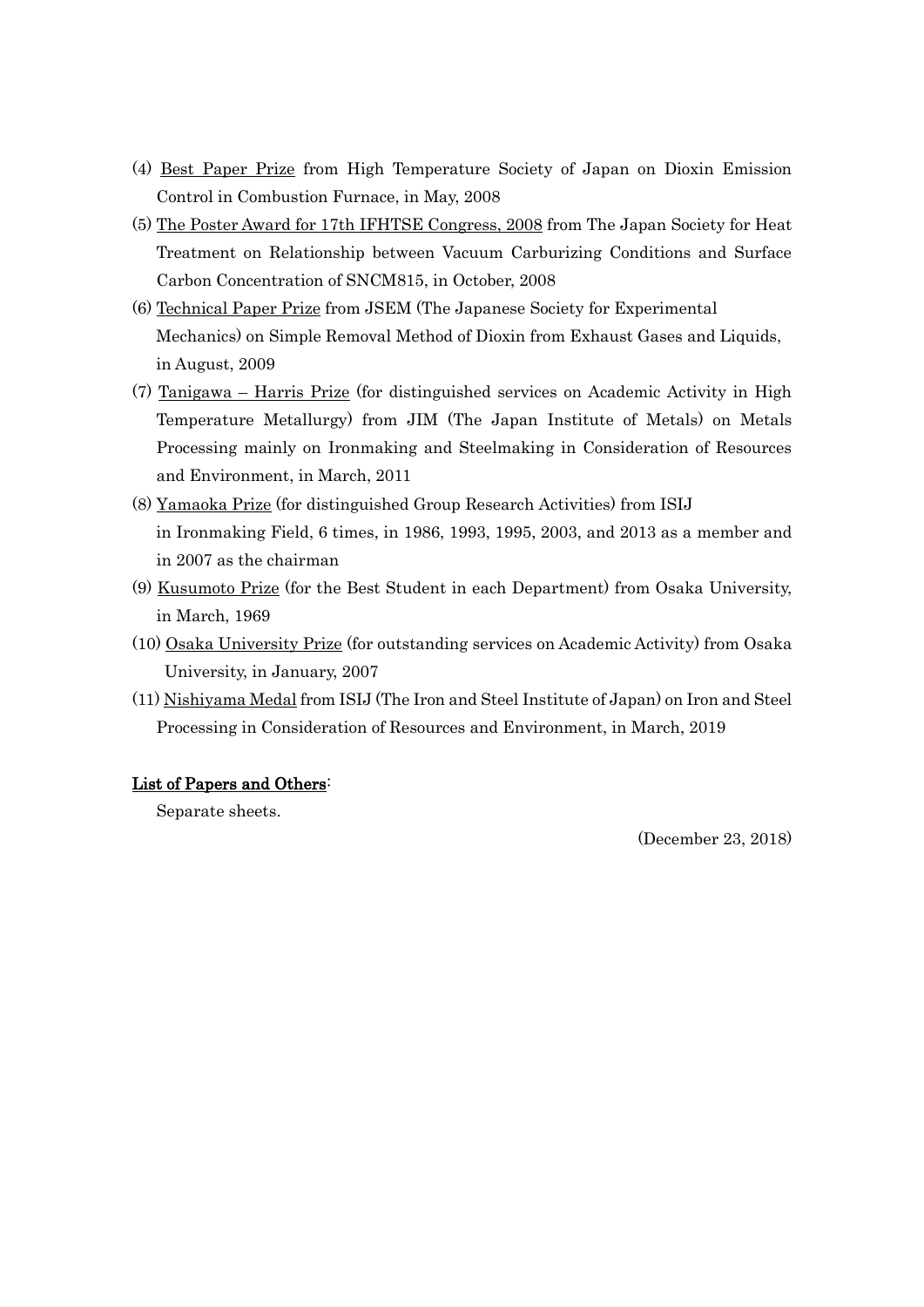(4) <u>Best Paper Prize</u> from High Temperature Society of Japan on Dioxin Emission Control in Combustion Furnace, in May, 2008

(5) <u>The Poster Award for 17th IFHTSE Congress, 2008</u> from The Japan Society for Heat Treatment on Relationship between Vacuum Carburizing Conditions and Surface Carbon Concentration of SNCM815, in October, 2008

(6) <u>Technical Paper Prize</u> from JSEM (The Japanese Society for Experimental Mechanics) on Simple Removal Method of Dioxin from Exhaust Gases and Liquids, in August, 2009

(7) <u>Tanigawa – Harris Prize</u> (for distinguished services on Academic Activity in High Temperature Metallurgy) from JIM (The Japan Institute of Metals) on Metals Processing mainly on Ironmaking and Steelmaking in Consideration of Resources and Environment, in March, 2011

(8) <u>Yamaoka Prize</u> (for distinguished Group Research Activities) from ISIJ in Ironmaking Field, 6 times, in 1986, 1993, 1995, 2003, and 2013 as a member and in 2007 as the chairman

(9) <u>Kusumoto Prize</u> (for the Best Student in each Department) from Osaka University, in March, 1969

(10) <u>Osaka University Prize</u> (for outstanding services on Academic Activity) from Osaka University, in January, 2007

(11) <u>Nishiyama Medal</u> from ISIJ (The Iron and Steel Institute of Japan) on Iron and Steel Processing in Consideration of Resources and Environment, in March, 2019

**<u>List of Papers and Others</u>**:

Separate sheets.

(December 23, 2018)